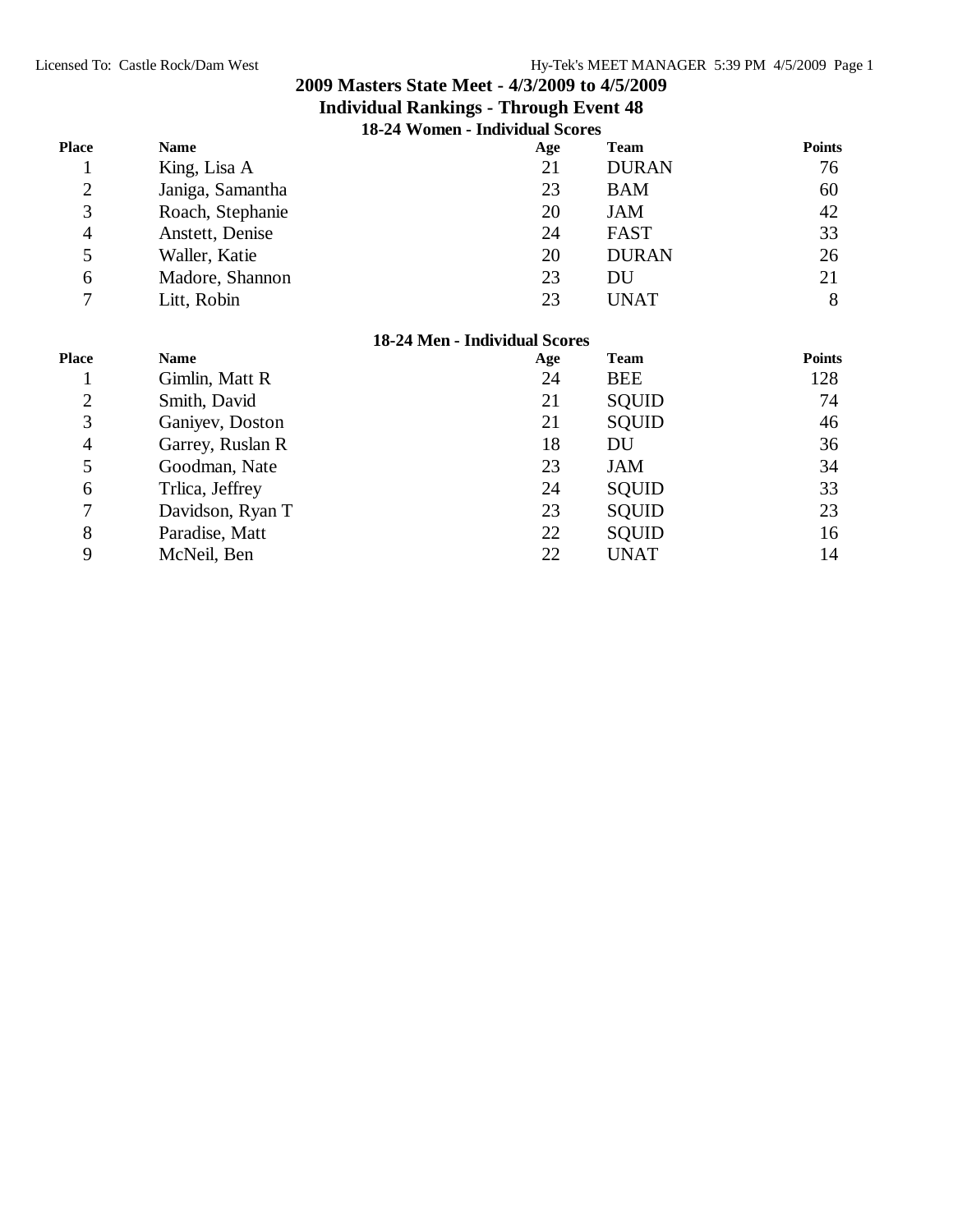# 2009 Masters State Meet - 4/3/2009 to 4/5/2009

## Individual Rankings - Through Event 48

### 18-24 Women - Individual Scores

| Place | Name | Age | Team | Points |
|---|---|---|---|---|
| 1 | King, Lisa A | 21 | DURAN | 76 |
| 2 | Janiga, Samantha | 23 | BAM | 60 |
| 3 | Roach, Stephanie | 20 | JAM | 42 |
| 4 | Anstett, Denise | 24 | FAST | 33 |
| 5 | Waller, Katie | 20 | DURAN | 26 |
| 6 | Madore, Shannon | 23 | DU | 21 |
| 7 | Litt, Robin | 23 | UNAT | 8 |

### 18-24 Men - Individual Scores

| Place | Name | Age | Team | Points |
|---|---|---|---|---|
| 1 | Gimlin, Matt R | 24 | BEE | 128 |
| 2 | Smith, David | 21 | SQUID | 74 |
| 3 | Ganiyev, Doston | 21 | SQUID | 46 |
| 4 | Garrey, Ruslan R | 18 | DU | 36 |
| 5 | Goodman, Nate | 23 | JAM | 34 |
| 6 | Trlica, Jeffrey | 24 | SQUID | 33 |
| 7 | Davidson, Ryan T | 23 | SQUID | 23 |
| 8 | Paradise, Matt | 22 | SQUID | 16 |
| 9 | McNeil, Ben | 22 | UNAT | 14 |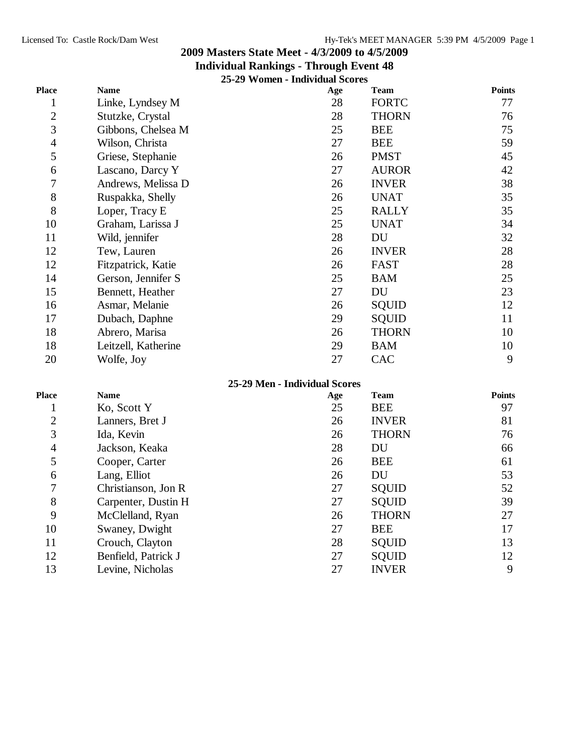# 2009 Masters State Meet - 4/3/2009 to 4/5/2009

## Individual Rankings - Through Event 48

### 25-29 Women - Individual Scores

| Place | Name | Age | Team | Points |
|---|---|---|---|---|
| 1 | Linke, Lyndsey M | 28 | FORTC | 77 |
| 2 | Stutzke, Crystal | 28 | THORN | 76 |
| 3 | Gibbons, Chelsea M | 25 | BEE | 75 |
| 4 | Wilson, Christa | 27 | BEE | 59 |
| 5 | Griese, Stephanie | 26 | PMST | 45 |
| 6 | Lascano, Darcy Y | 27 | AUROR | 42 |
| 7 | Andrews, Melissa D | 26 | INVER | 38 |
| 8 | Ruspakka, Shelly | 26 | UNAT | 35 |
| 8 | Loper, Tracy E | 25 | RALLY | 35 |
| 10 | Graham, Larissa J | 25 | UNAT | 34 |
| 11 | Wild, jennifer | 28 | DU | 32 |
| 12 | Tew, Lauren | 26 | INVER | 28 |
| 12 | Fitzpatrick, Katie | 26 | FAST | 28 |
| 14 | Gerson, Jennifer S | 25 | BAM | 25 |
| 15 | Bennett, Heather | 27 | DU | 23 |
| 16 | Asmar, Melanie | 26 | SQUID | 12 |
| 17 | Dubach, Daphne | 29 | SQUID | 11 |
| 18 | Abrero, Marisa | 26 | THORN | 10 |
| 18 | Leitzell, Katherine | 29 | BAM | 10 |
| 20 | Wolfe, Joy | 27 | CAC | 9 |

### 25-29 Men - Individual Scores

| Place | Name | Age | Team | Points |
|---|---|---|---|---|
| 1 | Ko, Scott Y | 25 | BEE | 97 |
| 2 | Lanners, Bret J | 26 | INVER | 81 |
| 3 | Ida, Kevin | 26 | THORN | 76 |
| 4 | Jackson, Keaka | 28 | DU | 66 |
| 5 | Cooper, Carter | 26 | BEE | 61 |
| 6 | Lang, Elliot | 26 | DU | 53 |
| 7 | Christianson, Jon R | 27 | SQUID | 52 |
| 8 | Carpenter, Dustin H | 27 | SQUID | 39 |
| 9 | McClelland, Ryan | 26 | THORN | 27 |
| 10 | Swaney, Dwight | 27 | BEE | 17 |
| 11 | Crouch, Clayton | 28 | SQUID | 13 |
| 12 | Benfield, Patrick J | 27 | SQUID | 12 |
| 13 | Levine, Nicholas | 27 | INVER | 9 |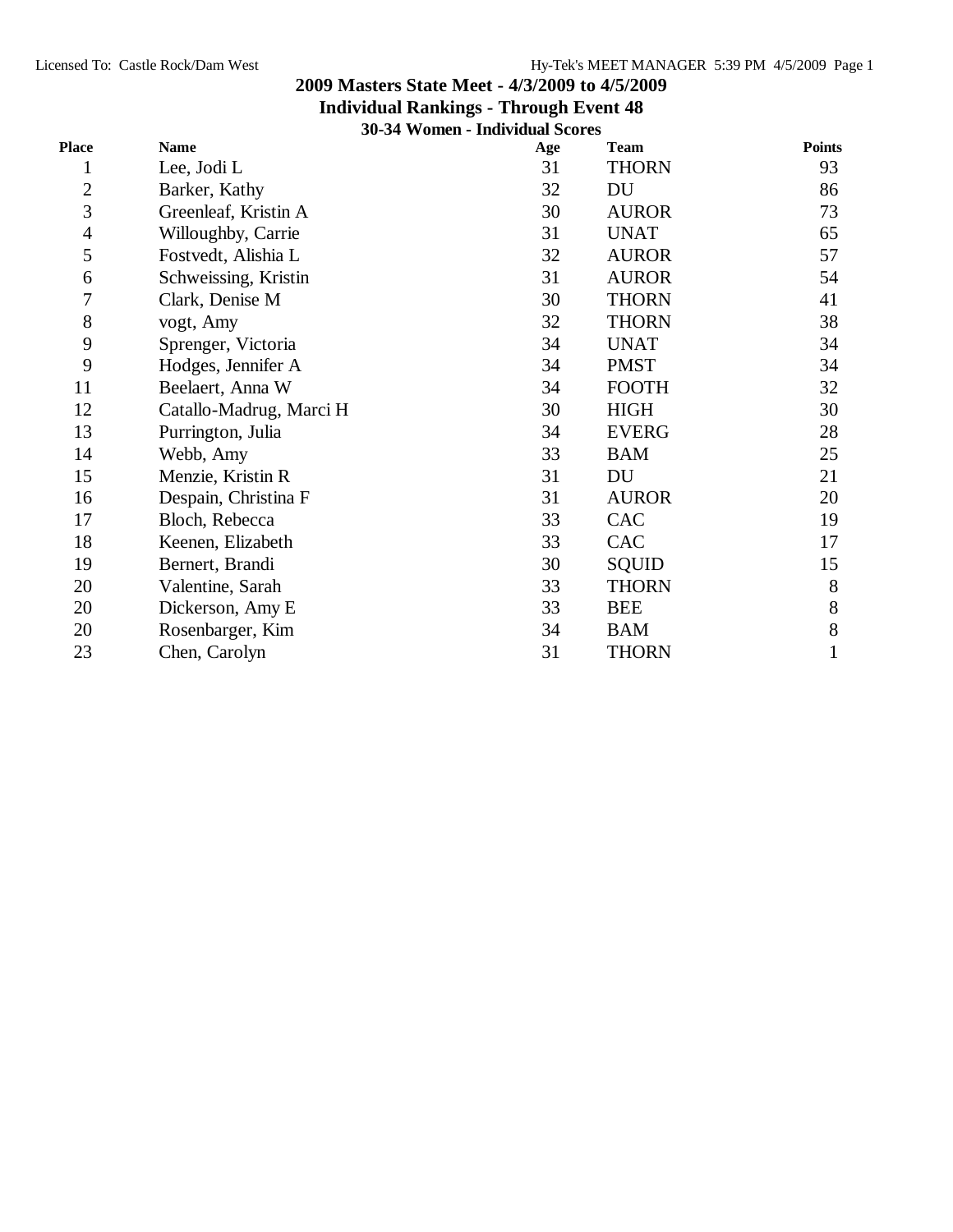## 2009 Masters State Meet - 4/3/2009 to 4/5/2009

### Individual Rankings - Through Event 48

### 30-34 Women - Individual Scores

| Place | Name | Age | Team | Points |
|---|---|---|---|---|
| 1 | Lee, Jodi L | 31 | THORN | 93 |
| 2 | Barker, Kathy | 32 | DU | 86 |
| 3 | Greenleaf, Kristin A | 30 | AUROR | 73 |
| 4 | Willoughby, Carrie | 31 | UNAT | 65 |
| 5 | Fostvedt, Alishia L | 32 | AUROR | 57 |
| 6 | Schweissing, Kristin | 31 | AUROR | 54 |
| 7 | Clark, Denise M | 30 | THORN | 41 |
| 8 | vogt, Amy | 32 | THORN | 38 |
| 9 | Sprenger, Victoria | 34 | UNAT | 34 |
| 9 | Hodges, Jennifer A | 34 | PMST | 34 |
| 11 | Beelaert, Anna W | 34 | FOOTH | 32 |
| 12 | Catallo-Madrug, Marci H | 30 | HIGH | 30 |
| 13 | Purrington, Julia | 34 | EVERG | 28 |
| 14 | Webb, Amy | 33 | BAM | 25 |
| 15 | Menzie, Kristin R | 31 | DU | 21 |
| 16 | Despain, Christina F | 31 | AUROR | 20 |
| 17 | Bloch, Rebecca | 33 | CAC | 19 |
| 18 | Keenen, Elizabeth | 33 | CAC | 17 |
| 19 | Bernert, Brandi | 30 | SQUID | 15 |
| 20 | Valentine, Sarah | 33 | THORN | 8 |
| 20 | Dickerson, Amy E | 33 | BEE | 8 |
| 20 | Rosenbarger, Kim | 34 | BAM | 8 |
| 23 | Chen, Carolyn | 31 | THORN | 1 |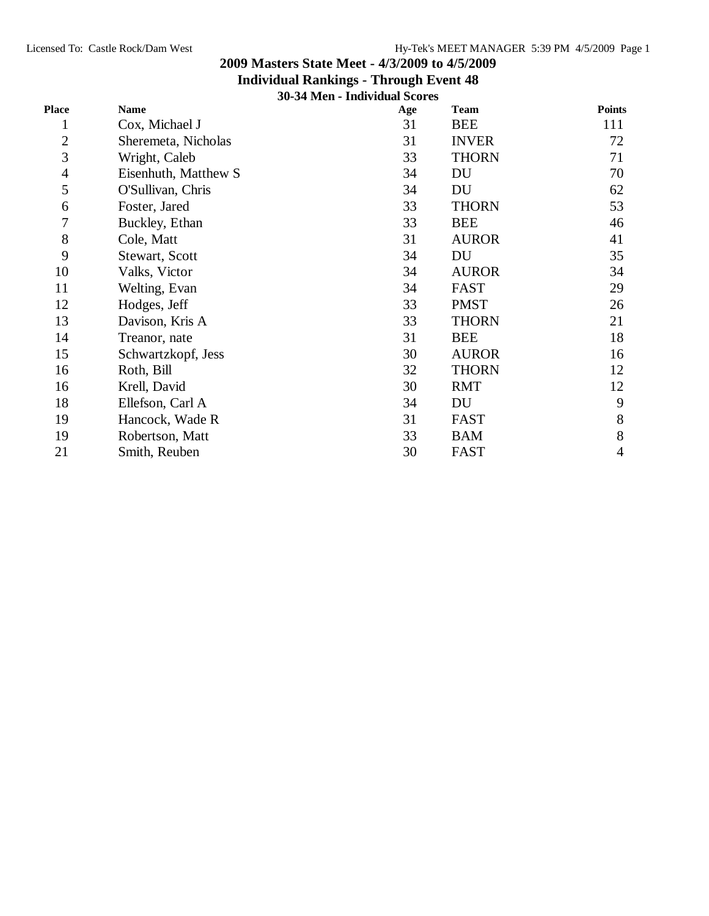# 2009 Masters State Meet - 4/3/2009 to 4/5/2009

## Individual Rankings - Through Event 48

### 30-34 Men - Individual Scores

| Place | Name | Age | Team | Points |
|---|---|---|---|---|
| 1 | Cox, Michael J | 31 | BEE | 111 |
| 2 | Sheremeta, Nicholas | 31 | INVER | 72 |
| 3 | Wright, Caleb | 33 | THORN | 71 |
| 4 | Eisenhuth, Matthew S | 34 | DU | 70 |
| 5 | O'Sullivan, Chris | 34 | DU | 62 |
| 6 | Foster, Jared | 33 | THORN | 53 |
| 7 | Buckley, Ethan | 33 | BEE | 46 |
| 8 | Cole, Matt | 31 | AUROR | 41 |
| 9 | Stewart, Scott | 34 | DU | 35 |
| 10 | Valks, Victor | 34 | AUROR | 34 |
| 11 | Welting, Evan | 34 | FAST | 29 |
| 12 | Hodges, Jeff | 33 | PMST | 26 |
| 13 | Davison, Kris A | 33 | THORN | 21 |
| 14 | Treanor, nate | 31 | BEE | 18 |
| 15 | Schwartzkopf, Jess | 30 | AUROR | 16 |
| 16 | Roth, Bill | 32 | THORN | 12 |
| 16 | Krell, David | 30 | RMT | 12 |
| 18 | Ellefson, Carl A | 34 | DU | 9 |
| 19 | Hancock, Wade R | 31 | FAST | 8 |
| 19 | Robertson, Matt | 33 | BAM | 8 |
| 21 | Smith, Reuben | 30 | FAST | 4 |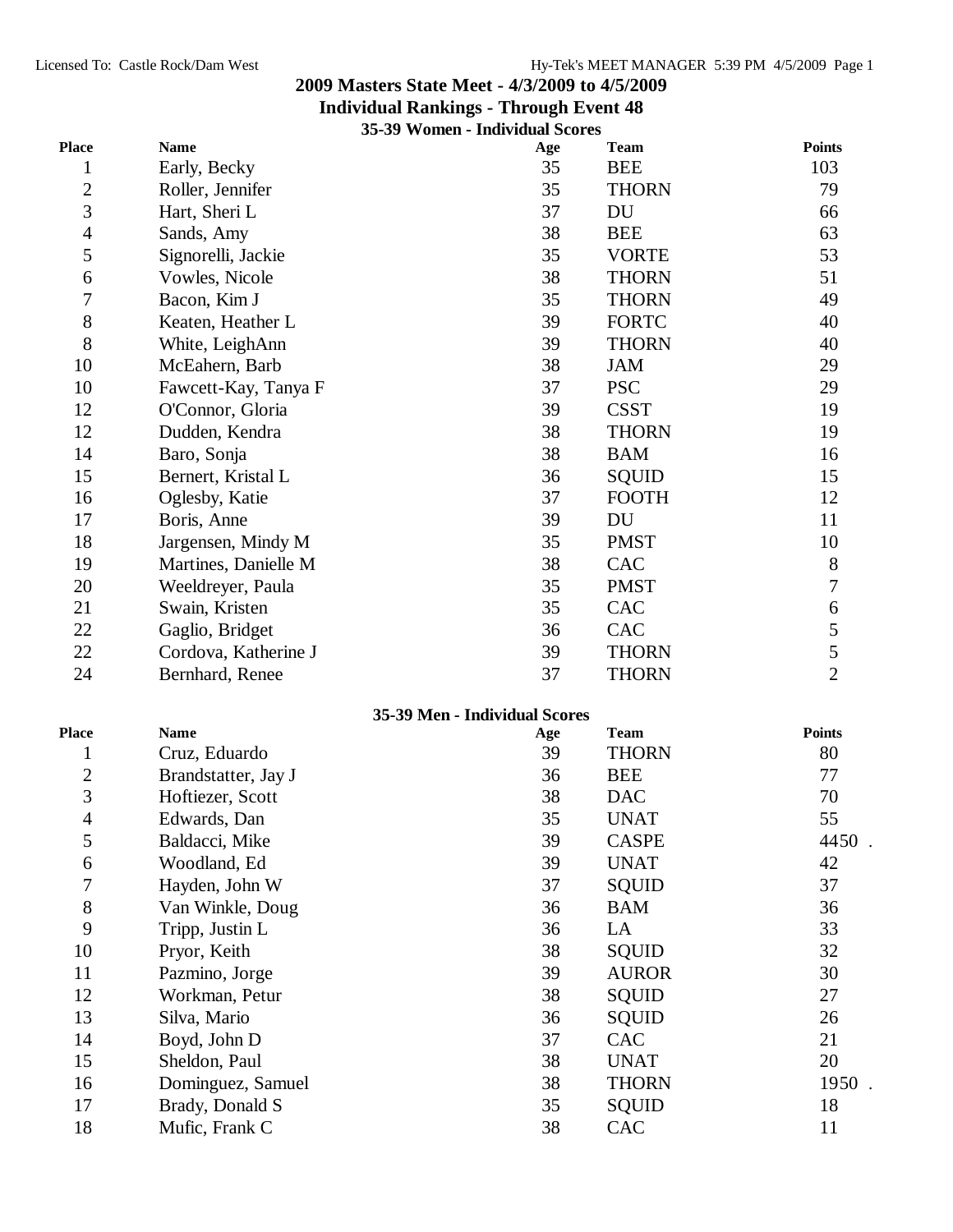# 2009 Masters State Meet - 4/3/2009 to 4/5/2009

## Individual Rankings - Through Event 48

### 35-39 Women - Individual Scores

| Place | Name | Age | Team | Points |
|---|---|---|---|---|
| 1 | Early, Becky | 35 | BEE | 103 |
| 2 | Roller, Jennifer | 35 | THORN | 79 |
| 3 | Hart, Sheri L | 37 | DU | 66 |
| 4 | Sands, Amy | 38 | BEE | 63 |
| 5 | Signorelli, Jackie | 35 | VORTE | 53 |
| 6 | Vowles, Nicole | 38 | THORN | 51 |
| 7 | Bacon, Kim J | 35 | THORN | 49 |
| 8 | Keaten, Heather L | 39 | FORTC | 40 |
| 8 | White, LeighAnn | 39 | THORN | 40 |
| 10 | McEahern, Barb | 38 | JAM | 29 |
| 10 | Fawcett-Kay, Tanya F | 37 | PSC | 29 |
| 12 | O'Connor, Gloria | 39 | CSST | 19 |
| 12 | Dudden, Kendra | 38 | THORN | 19 |
| 14 | Baro, Sonja | 38 | BAM | 16 |
| 15 | Bernert, Kristal L | 36 | SQUID | 15 |
| 16 | Oglesby, Katie | 37 | FOOTH | 12 |
| 17 | Boris, Anne | 39 | DU | 11 |
| 18 | Jargensen, Mindy M | 35 | PMST | 10 |
| 19 | Martines, Danielle M | 38 | CAC | 8 |
| 20 | Weeldreyer, Paula | 35 | PMST | 7 |
| 21 | Swain, Kristen | 35 | CAC | 6 |
| 22 | Gaglio, Bridget | 36 | CAC | 5 |
| 22 | Cordova, Katherine J | 39 | THORN | 5 |
| 24 | Bernhard, Renee | 37 | THORN | 2 |

### 35-39 Men - Individual Scores

| Place | Name | Age | Team | Points |
|---|---|---|---|---|
| 1 | Cruz, Eduardo | 39 | THORN | 80 |
| 2 | Brandstatter, Jay J | 36 | BEE | 77 |
| 3 | Hoftiezer, Scott | 38 | DAC | 70 |
| 4 | Edwards, Dan | 35 | UNAT | 55 |
| 5 | Baldacci, Mike | 39 | CASPE | 4450 . |
| 6 | Woodland, Ed | 39 | UNAT | 42 |
| 7 | Hayden, John W | 37 | SQUID | 37 |
| 8 | Van Winkle, Doug | 36 | BAM | 36 |
| 9 | Tripp, Justin L | 36 | LA | 33 |
| 10 | Pryor, Keith | 38 | SQUID | 32 |
| 11 | Pazmino, Jorge | 39 | AUROR | 30 |
| 12 | Workman, Petur | 38 | SQUID | 27 |
| 13 | Silva, Mario | 36 | SQUID | 26 |
| 14 | Boyd, John D | 37 | CAC | 21 |
| 15 | Sheldon, Paul | 38 | UNAT | 20 |
| 16 | Dominguez, Samuel | 38 | THORN | 1950 . |
| 17 | Brady, Donald S | 35 | SQUID | 18 |
| 18 | Mufic, Frank C | 38 | CAC | 11 |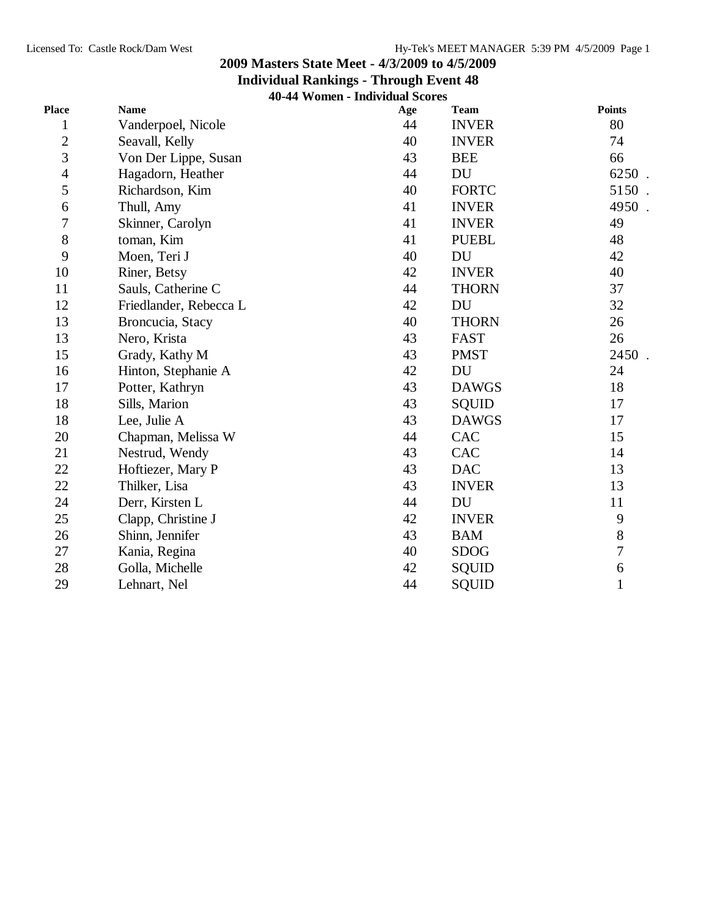Licensed To: Castle Rock/Dam West

Hy-Tek's MEET MANAGER 5:39 PM 4/5/2009

## 2009 Masters State Meet - 4/3/2009 to 4/5/2009

### Individual Rankings - Through Event 48

#### 40-44 Women - Individual Scores

| Place | Name | Age | Team | Points |
|---|---|---|---|---|
| 1 | Vanderpoel, Nicole | 44 | INVER | 80 |
| 2 | Seavall, Kelly | 40 | INVER | 74 |
| 3 | Von Der Lippe, Susan | 43 | BEE | 66 |
| 4 | Hagadorn, Heather | 44 | DU | 6250 . |
| 5 | Richardson, Kim | 40 | FORTC | 5150 . |
| 6 | Thull, Amy | 41 | INVER | 4950 . |
| 7 | Skinner, Carolyn | 41 | INVER | 49 |
| 8 | toman, Kim | 41 | PUEBL | 48 |
| 9 | Moen, Teri J | 40 | DU | 42 |
| 10 | Riner, Betsy | 42 | INVER | 40 |
| 11 | Sauls, Catherine C | 44 | THORN | 37 |
| 12 | Friedlander, Rebecca L | 42 | DU | 32 |
| 13 | Broncucia, Stacy | 40 | THORN | 26 |
| 13 | Nero, Krista | 43 | FAST | 26 |
| 15 | Grady, Kathy M | 43 | PMST | 2450 . |
| 16 | Hinton, Stephanie A | 42 | DU | 24 |
| 17 | Potter, Kathryn | 43 | DAWGS | 18 |
| 18 | Sills, Marion | 43 | SQUID | 17 |
| 18 | Lee, Julie A | 43 | DAWGS | 17 |
| 20 | Chapman, Melissa W | 44 | CAC | 15 |
| 21 | Nestrud, Wendy | 43 | CAC | 14 |
| 22 | Hoftiezer, Mary P | 43 | DAC | 13 |
| 22 | Thilker, Lisa | 43 | INVER | 13 |
| 24 | Derr, Kirsten L | 44 | DU | 11 |
| 25 | Clapp, Christine J | 42 | INVER | 9 |
| 26 | Shinn, Jennifer | 43 | BAM | 8 |
| 27 | Kania, Regina | 40 | SDOG | 7 |
| 28 | Golla, Michelle | 42 | SQUID | 6 |
| 29 | Lehnart, Nel | 44 | SQUID | 1 |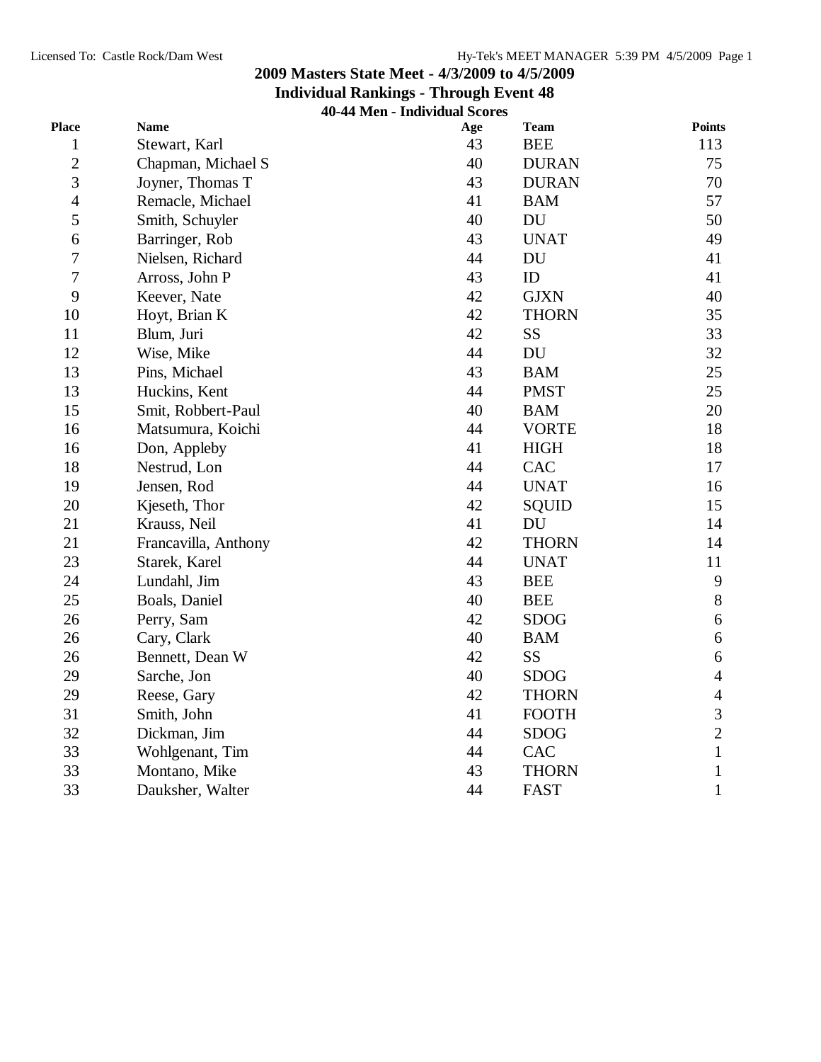# 2009 Masters State Meet - 4/3/2009 to 4/5/2009

## Individual Rankings - Through Event 48

### 40-44 Men - Individual Scores

| Place | Name | Age | Team | Points |
|---|---|---|---|---|
| 1 | Stewart, Karl | 43 | BEE | 113 |
| 2 | Chapman, Michael S | 40 | DURAN | 75 |
| 3 | Joyner, Thomas T | 43 | DURAN | 70 |
| 4 | Remacle, Michael | 41 | BAM | 57 |
| 5 | Smith, Schuyler | 40 | DU | 50 |
| 6 | Barringer, Rob | 43 | UNAT | 49 |
| 7 | Nielsen, Richard | 44 | DU | 41 |
| 7 | Arross, John P | 43 | ID | 41 |
| 9 | Keever, Nate | 42 | GJXN | 40 |
| 10 | Hoyt, Brian K | 42 | THORN | 35 |
| 11 | Blum, Juri | 42 | SS | 33 |
| 12 | Wise, Mike | 44 | DU | 32 |
| 13 | Pins, Michael | 43 | BAM | 25 |
| 13 | Huckins, Kent | 44 | PMST | 25 |
| 15 | Smit, Robbert-Paul | 40 | BAM | 20 |
| 16 | Matsumura, Koichi | 44 | VORTE | 18 |
| 16 | Don, Appleby | 41 | HIGH | 18 |
| 18 | Nestrud, Lon | 44 | CAC | 17 |
| 19 | Jensen, Rod | 44 | UNAT | 16 |
| 20 | Kjeseth, Thor | 42 | SQUID | 15 |
| 21 | Krauss, Neil | 41 | DU | 14 |
| 21 | Francavilla, Anthony | 42 | THORN | 14 |
| 23 | Starek, Karel | 44 | UNAT | 11 |
| 24 | Lundahl, Jim | 43 | BEE | 9 |
| 25 | Boals, Daniel | 40 | BEE | 8 |
| 26 | Perry, Sam | 42 | SDOG | 6 |
| 26 | Cary, Clark | 40 | BAM | 6 |
| 26 | Bennett, Dean W | 42 | SS | 6 |
| 29 | Sarche, Jon | 40 | SDOG | 4 |
| 29 | Reese, Gary | 42 | THORN | 4 |
| 31 | Smith, John | 41 | FOOTH | 3 |
| 32 | Dickman, Jim | 44 | SDOG | 2 |
| 33 | Wohlgenant, Tim | 44 | CAC | 1 |
| 33 | Montano, Mike | 43 | THORN | 1 |
| 33 | Dauksher, Walter | 44 | FAST | 1 |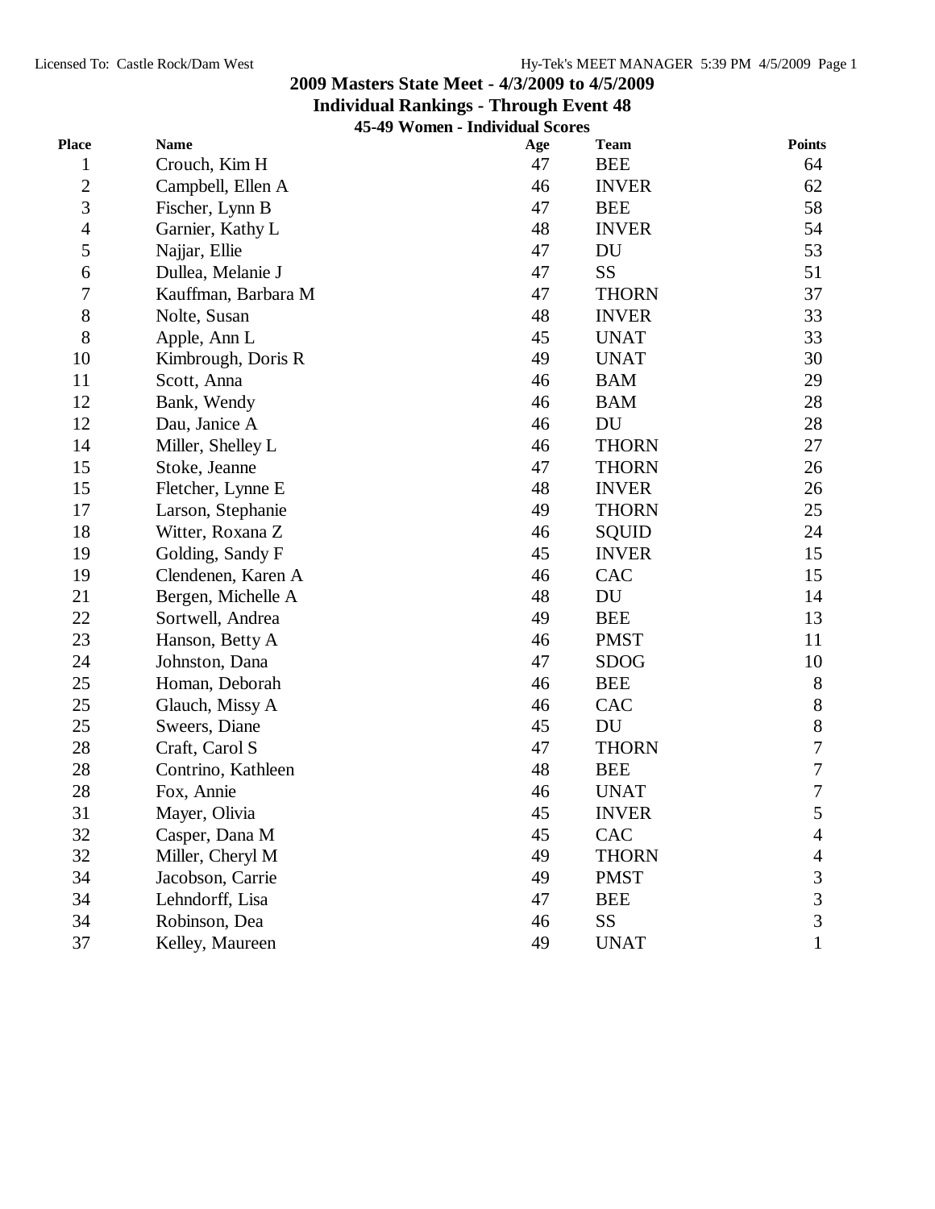# 2009 Masters State Meet - 4/3/2009 to 4/5/2009

## Individual Rankings - Through Event 48

### 45-49 Women - Individual Scores

| Place | Name | Age | Team | Points |
|---|---|---|---|---|
| 1 | Crouch, Kim H | 47 | BEE | 64 |
| 2 | Campbell, Ellen A | 46 | INVER | 62 |
| 3 | Fischer, Lynn B | 47 | BEE | 58 |
| 4 | Garnier, Kathy L | 48 | INVER | 54 |
| 5 | Najjar, Ellie | 47 | DU | 53 |
| 6 | Dullea, Melanie J | 47 | SS | 51 |
| 7 | Kauffman, Barbara M | 47 | THORN | 37 |
| 8 | Nolte, Susan | 48 | INVER | 33 |
| 8 | Apple, Ann L | 45 | UNAT | 33 |
| 10 | Kimbrough, Doris R | 49 | UNAT | 30 |
| 11 | Scott, Anna | 46 | BAM | 29 |
| 12 | Bank, Wendy | 46 | BAM | 28 |
| 12 | Dau, Janice A | 46 | DU | 28 |
| 14 | Miller, Shelley L | 46 | THORN | 27 |
| 15 | Stoke, Jeanne | 47 | THORN | 26 |
| 15 | Fletcher, Lynne E | 48 | INVER | 26 |
| 17 | Larson, Stephanie | 49 | THORN | 25 |
| 18 | Witter, Roxana Z | 46 | SQUID | 24 |
| 19 | Golding, Sandy F | 45 | INVER | 15 |
| 19 | Clendenen, Karen A | 46 | CAC | 15 |
| 21 | Bergen, Michelle A | 48 | DU | 14 |
| 22 | Sortwell, Andrea | 49 | BEE | 13 |
| 23 | Hanson, Betty A | 46 | PMST | 11 |
| 24 | Johnston, Dana | 47 | SDOG | 10 |
| 25 | Homan, Deborah | 46 | BEE | 8 |
| 25 | Glauch, Missy A | 46 | CAC | 8 |
| 25 | Sweers, Diane | 45 | DU | 8 |
| 28 | Craft, Carol S | 47 | THORN | 7 |
| 28 | Contrino, Kathleen | 48 | BEE | 7 |
| 28 | Fox, Annie | 46 | UNAT | 7 |
| 31 | Mayer, Olivia | 45 | INVER | 5 |
| 32 | Casper, Dana M | 45 | CAC | 4 |
| 32 | Miller, Cheryl M | 49 | THORN | 4 |
| 34 | Jacobson, Carrie | 49 | PMST | 3 |
| 34 | Lehndorff, Lisa | 47 | BEE | 3 |
| 34 | Robinson, Dea | 46 | SS | 3 |
| 37 | Kelley, Maureen | 49 | UNAT | 1 |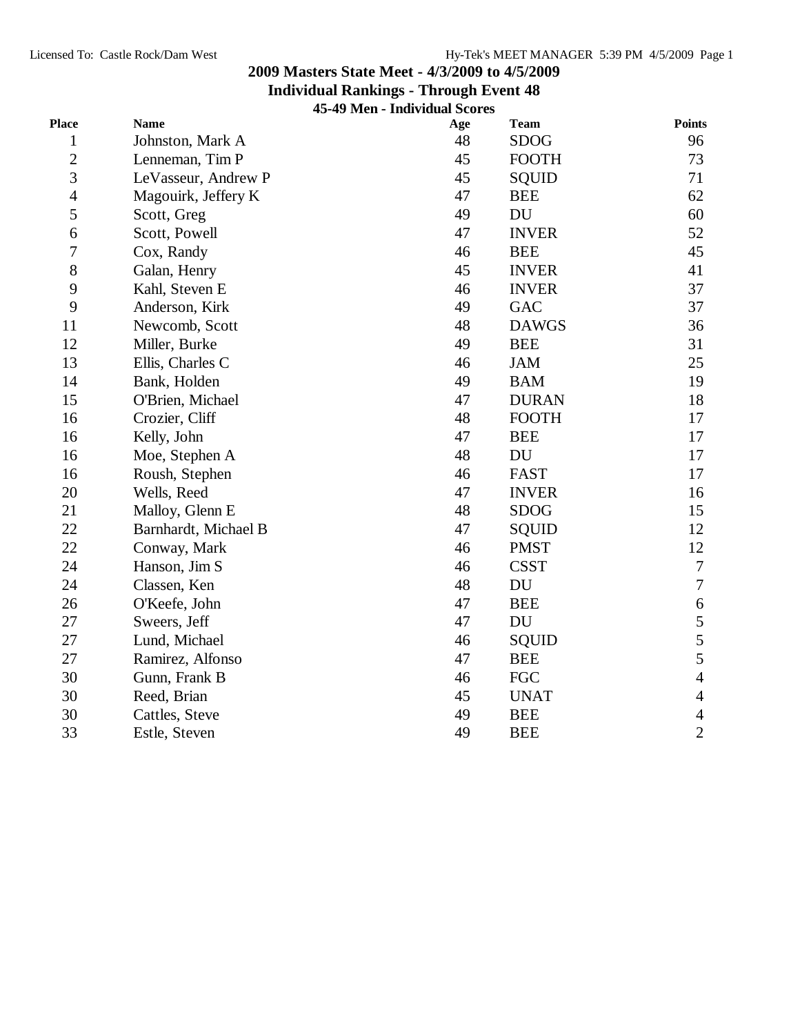## 2009 Masters State Meet - 4/3/2009 to 4/5/2009

### Individual Rankings - Through Event 48

#### 45-49 Men - Individual Scores

| Place | Name | Age | Team | Points |
|---|---|---|---|---|
| 1 | Johnston, Mark A | 48 | SDOG | 96 |
| 2 | Lenneman, Tim P | 45 | FOOTH | 73 |
| 3 | LeVasseur, Andrew P | 45 | SQUID | 71 |
| 4 | Magouirk, Jeffery K | 47 | BEE | 62 |
| 5 | Scott, Greg | 49 | DU | 60 |
| 6 | Scott, Powell | 47 | INVER | 52 |
| 7 | Cox, Randy | 46 | BEE | 45 |
| 8 | Galan, Henry | 45 | INVER | 41 |
| 9 | Kahl, Steven E | 46 | INVER | 37 |
| 9 | Anderson, Kirk | 49 | GAC | 37 |
| 11 | Newcomb, Scott | 48 | DAWGS | 36 |
| 12 | Miller, Burke | 49 | BEE | 31 |
| 13 | Ellis, Charles C | 46 | JAM | 25 |
| 14 | Bank, Holden | 49 | BAM | 19 |
| 15 | O'Brien, Michael | 47 | DURAN | 18 |
| 16 | Crozier, Cliff | 48 | FOOTH | 17 |
| 16 | Kelly, John | 47 | BEE | 17 |
| 16 | Moe, Stephen A | 48 | DU | 17 |
| 16 | Roush, Stephen | 46 | FAST | 17 |
| 20 | Wells, Reed | 47 | INVER | 16 |
| 21 | Malloy, Glenn E | 48 | SDOG | 15 |
| 22 | Barnhardt, Michael B | 47 | SQUID | 12 |
| 22 | Conway, Mark | 46 | PMST | 12 |
| 24 | Hanson, Jim S | 46 | CSST | 7 |
| 24 | Classen, Ken | 48 | DU | 7 |
| 26 | O'Keefe, John | 47 | BEE | 6 |
| 27 | Sweers, Jeff | 47 | DU | 5 |
| 27 | Lund, Michael | 46 | SQUID | 5 |
| 27 | Ramirez, Alfonso | 47 | BEE | 5 |
| 30 | Gunn, Frank B | 46 | FGC | 4 |
| 30 | Reed, Brian | 45 | UNAT | 4 |
| 30 | Cattles, Steve | 49 | BEE | 4 |
| 33 | Estle, Steven | 49 | BEE | 2 |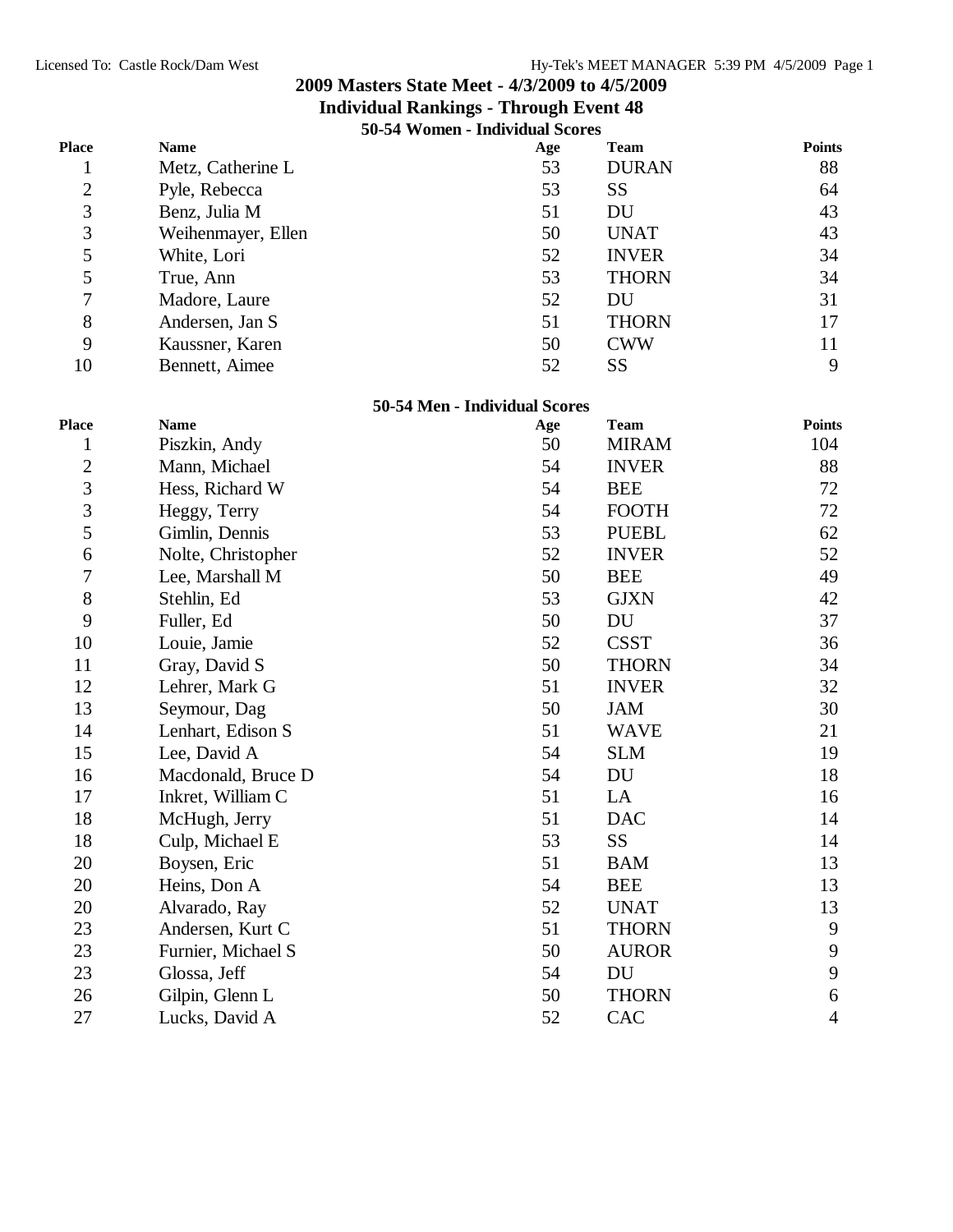# 2009 Masters State Meet - 4/3/2009 to 4/5/2009

## Individual Rankings - Through Event 48

### 50-54 Women - Individual Scores

| Place | Name | Age | Team | Points |
|---|---|---|---|---|
| 1 | Metz, Catherine L | 53 | DURAN | 88 |
| 2 | Pyle, Rebecca | 53 | SS | 64 |
| 3 | Benz, Julia M | 51 | DU | 43 |
| 3 | Weihenmayer, Ellen | 50 | UNAT | 43 |
| 5 | White, Lori | 52 | INVER | 34 |
| 5 | True, Ann | 53 | THORN | 34 |
| 7 | Madore, Laure | 52 | DU | 31 |
| 8 | Andersen, Jan S | 51 | THORN | 17 |
| 9 | Kaussner, Karen | 50 | CWW | 11 |
| 10 | Bennett, Aimee | 52 | SS | 9 |

### 50-54 Men - Individual Scores

| Place | Name | Age | Team | Points |
|---|---|---|---|---|
| 1 | Piszkin, Andy | 50 | MIRAM | 104 |
| 2 | Mann, Michael | 54 | INVER | 88 |
| 3 | Hess, Richard W | 54 | BEE | 72 |
| 3 | Heggy, Terry | 54 | FOOTH | 72 |
| 5 | Gimlin, Dennis | 53 | PUEBL | 62 |
| 6 | Nolte, Christopher | 52 | INVER | 52 |
| 7 | Lee, Marshall M | 50 | BEE | 49 |
| 8 | Stehlin, Ed | 53 | GJXN | 42 |
| 9 | Fuller, Ed | 50 | DU | 37 |
| 10 | Louie, Jamie | 52 | CSST | 36 |
| 11 | Gray, David S | 50 | THORN | 34 |
| 12 | Lehrer, Mark G | 51 | INVER | 32 |
| 13 | Seymour, Dag | 50 | JAM | 30 |
| 14 | Lenhart, Edison S | 51 | WAVE | 21 |
| 15 | Lee, David A | 54 | SLM | 19 |
| 16 | Macdonald, Bruce D | 54 | DU | 18 |
| 17 | Inkret, William C | 51 | LA | 16 |
| 18 | McHugh, Jerry | 51 | DAC | 14 |
| 18 | Culp, Michael E | 53 | SS | 14 |
| 20 | Boysen, Eric | 51 | BAM | 13 |
| 20 | Heins, Don A | 54 | BEE | 13 |
| 20 | Alvarado, Ray | 52 | UNAT | 13 |
| 23 | Andersen, Kurt C | 51 | THORN | 9 |
| 23 | Furnier, Michael S | 50 | AUROR | 9 |
| 23 | Glossa, Jeff | 54 | DU | 9 |
| 26 | Gilpin, Glenn L | 50 | THORN | 6 |
| 27 | Lucks, David A | 52 | CAC | 4 |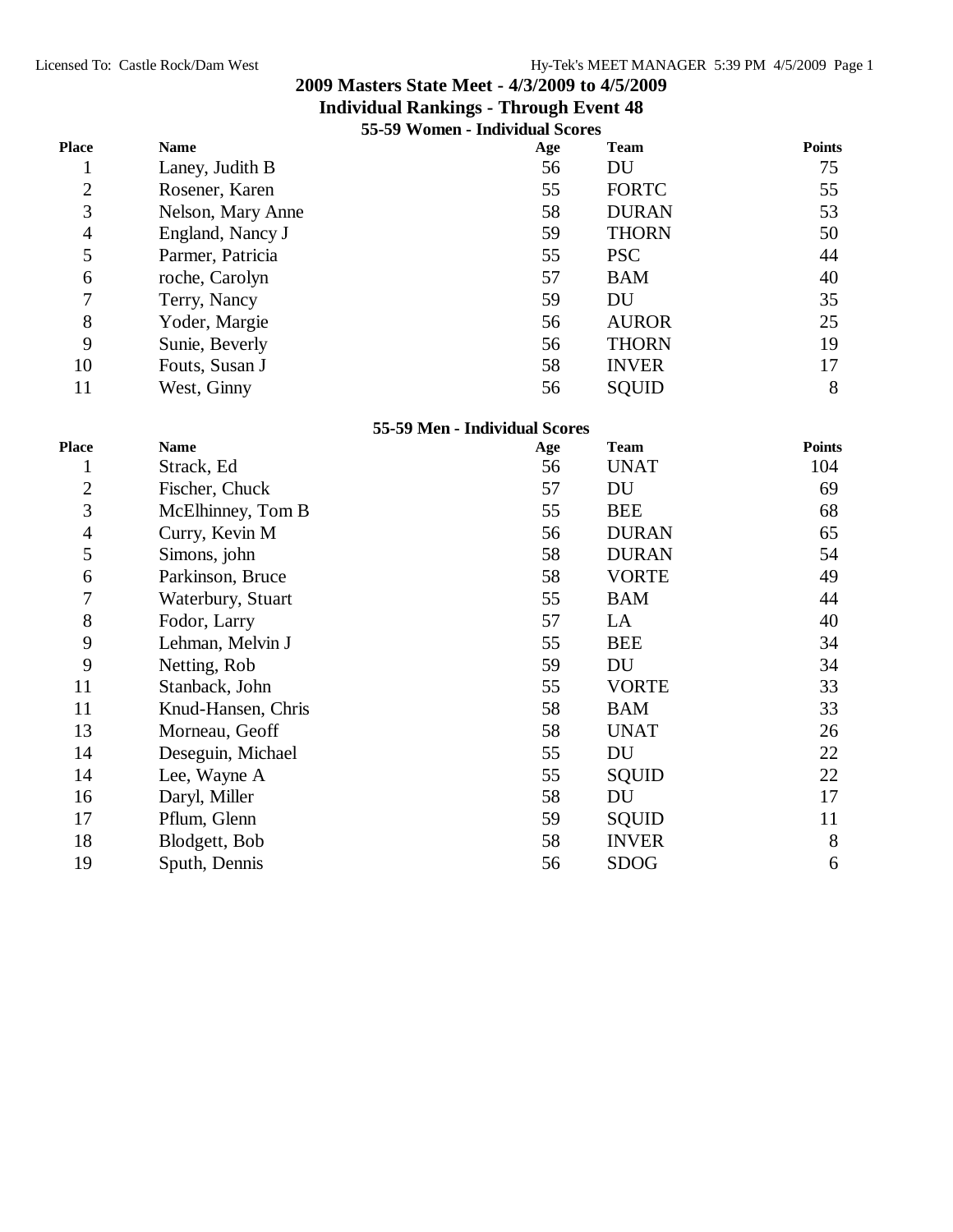## 2009 Masters State Meet - 4/3/2009 to 4/5/2009

### Individual Rankings - Through Event 48

#### 55-59 Women - Individual Scores

| Place | Name | Age | Team | Points |
|---|---|---|---|---|
| 1 | Laney, Judith B | 56 | DU | 75 |
| 2 | Rosener, Karen | 55 | FORTC | 55 |
| 3 | Nelson, Mary Anne | 58 | DURAN | 53 |
| 4 | England, Nancy J | 59 | THORN | 50 |
| 5 | Parmer, Patricia | 55 | PSC | 44 |
| 6 | roche, Carolyn | 57 | BAM | 40 |
| 7 | Terry, Nancy | 59 | DU | 35 |
| 8 | Yoder, Margie | 56 | AUROR | 25 |
| 9 | Sunie, Beverly | 56 | THORN | 19 |
| 10 | Fouts, Susan J | 58 | INVER | 17 |
| 11 | West, Ginny | 56 | SQUID | 8 |

#### 55-59 Men - Individual Scores

| Place | Name | Age | Team | Points |
|---|---|---|---|---|
| 1 | Strack, Ed | 56 | UNAT | 104 |
| 2 | Fischer, Chuck | 57 | DU | 69 |
| 3 | McElhinney, Tom B | 55 | BEE | 68 |
| 4 | Curry, Kevin M | 56 | DURAN | 65 |
| 5 | Simons, john | 58 | DURAN | 54 |
| 6 | Parkinson, Bruce | 58 | VORTE | 49 |
| 7 | Waterbury, Stuart | 55 | BAM | 44 |
| 8 | Fodor, Larry | 57 | LA | 40 |
| 9 | Lehman, Melvin J | 55 | BEE | 34 |
| 9 | Netting, Rob | 59 | DU | 34 |
| 11 | Stanback, John | 55 | VORTE | 33 |
| 11 | Knud-Hansen, Chris | 58 | BAM | 33 |
| 13 | Morneau, Geoff | 58 | UNAT | 26 |
| 14 | Deseguin, Michael | 55 | DU | 22 |
| 14 | Lee, Wayne A | 55 | SQUID | 22 |
| 16 | Daryl, Miller | 58 | DU | 17 |
| 17 | Pflum, Glenn | 59 | SQUID | 11 |
| 18 | Blodgett, Bob | 58 | INVER | 8 |
| 19 | Sputh, Dennis | 56 | SDOG | 6 |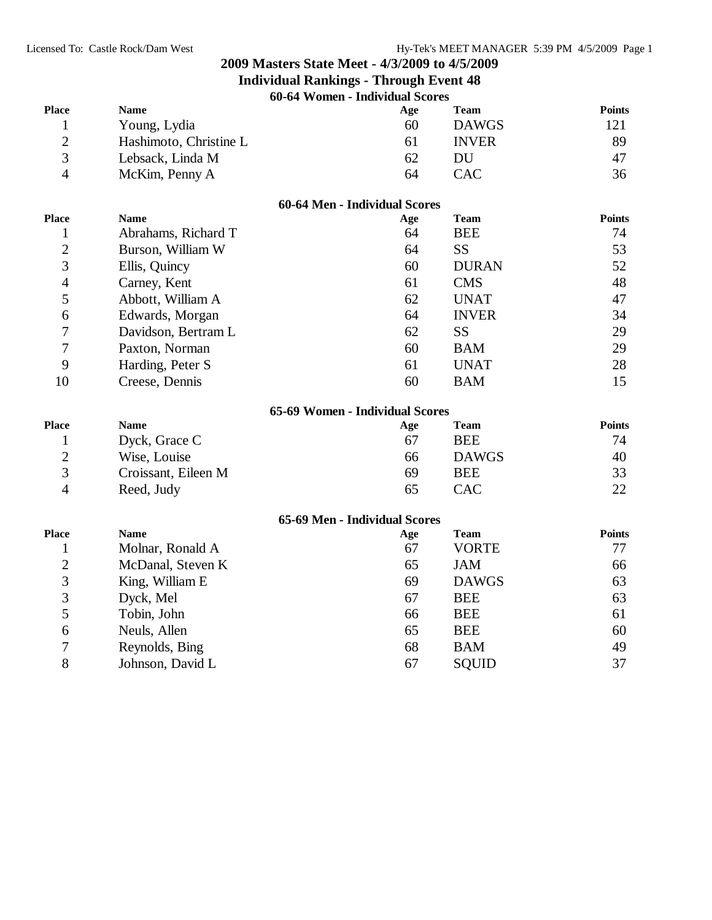# 2009 Masters State Meet - 4/3/2009 to 4/5/2009

## Individual Rankings - Through Event 48

### 60-64 Women - Individual Scores

| Place | Name | Age | Team | Points |
|---|---|---|---|---|
| 1 | Young, Lydia | 60 | DAWGS | 121 |
| 2 | Hashimoto, Christine L | 61 | INVER | 89 |
| 3 | Lebsack, Linda M | 62 | DU | 47 |
| 4 | McKim, Penny A | 64 | CAC | 36 |

### 60-64 Men - Individual Scores

| Place | Name | Age | Team | Points |
|---|---|---|---|---|
| 1 | Abrahams, Richard T | 64 | BEE | 74 |
| 2 | Burson, William W | 64 | SS | 53 |
| 3 | Ellis, Quincy | 60 | DURAN | 52 |
| 4 | Carney, Kent | 61 | CMS | 48 |
| 5 | Abbott, William A | 62 | UNAT | 47 |
| 6 | Edwards, Morgan | 64 | INVER | 34 |
| 7 | Davidson, Bertram L | 62 | SS | 29 |
| 7 | Paxton, Norman | 60 | BAM | 29 |
| 9 | Harding, Peter S | 61 | UNAT | 28 |
| 10 | Creese, Dennis | 60 | BAM | 15 |

### 65-69 Women - Individual Scores

| Place | Name | Age | Team | Points |
|---|---|---|---|---|
| 1 | Dyck, Grace C | 67 | BEE | 74 |
| 2 | Wise, Louise | 66 | DAWGS | 40 |
| 3 | Croissant, Eileen M | 69 | BEE | 33 |
| 4 | Reed, Judy | 65 | CAC | 22 |

### 65-69 Men - Individual Scores

| Place | Name | Age | Team | Points |
|---|---|---|---|---|
| 1 | Molnar, Ronald A | 67 | VORTE | 77 |
| 2 | McDanal, Steven K | 65 | JAM | 66 |
| 3 | King, William E | 69 | DAWGS | 63 |
| 3 | Dyck, Mel | 67 | BEE | 63 |
| 5 | Tobin, John | 66 | BEE | 61 |
| 6 | Neuls, Allen | 65 | BEE | 60 |
| 7 | Reynolds, Bing | 68 | BAM | 49 |
| 8 | Johnson, David L | 67 | SQUID | 37 |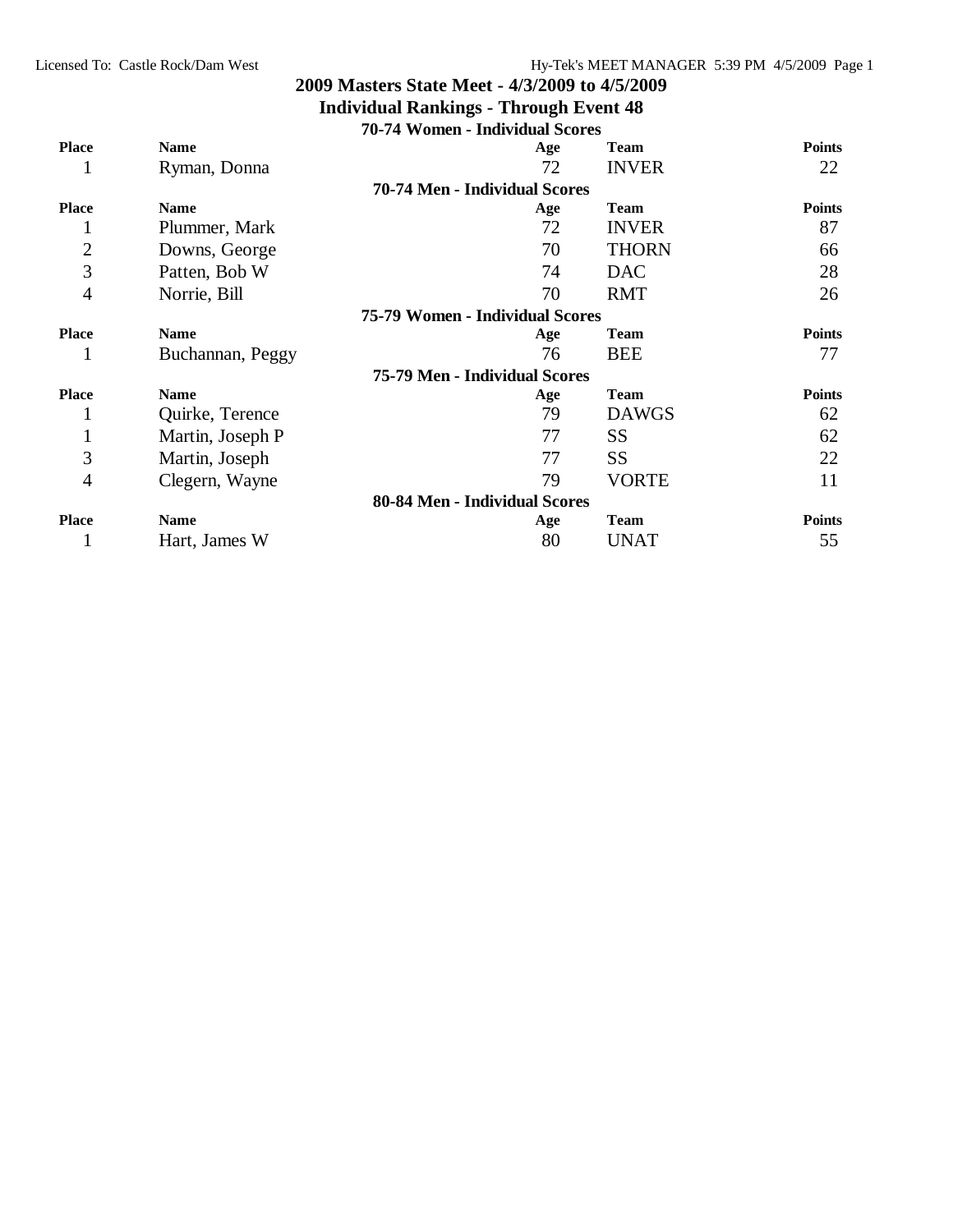# 2009 Masters State Meet - 4/3/2009 to 4/5/2009

## Individual Rankings - Through Event 48

### 70-74 Women - Individual Scores

| Place | Name | Age | Team | Points |
|---|---|---|---|---|
| 1 | Ryman, Donna | 72 | INVER | 22 |

### 70-74 Men - Individual Scores

| Place | Name | Age | Team | Points |
|---|---|---|---|---|
| 1 | Plummer, Mark | 72 | INVER | 87 |
| 2 | Downs, George | 70 | THORN | 66 |
| 3 | Patten, Bob W | 74 | DAC | 28 |
| 4 | Norrie, Bill | 70 | RMT | 26 |

### 75-79 Women - Individual Scores

| Place | Name | Age | Team | Points |
|---|---|---|---|---|
| 1 | Buchannan, Peggy | 76 | BEE | 77 |

### 75-79 Men - Individual Scores

| Place | Name | Age | Team | Points |
|---|---|---|---|---|
| 1 | Quirke, Terence | 79 | DAWGS | 62 |
| 1 | Martin, Joseph P | 77 | SS | 62 |
| 3 | Martin, Joseph | 77 | SS | 22 |
| 4 | Clegern, Wayne | 79 | VORTE | 11 |

### 80-84 Men - Individual Scores

| Place | Name | Age | Team | Points |
|---|---|---|---|---|
| 1 | Hart, James W | 80 | UNAT | 55 |